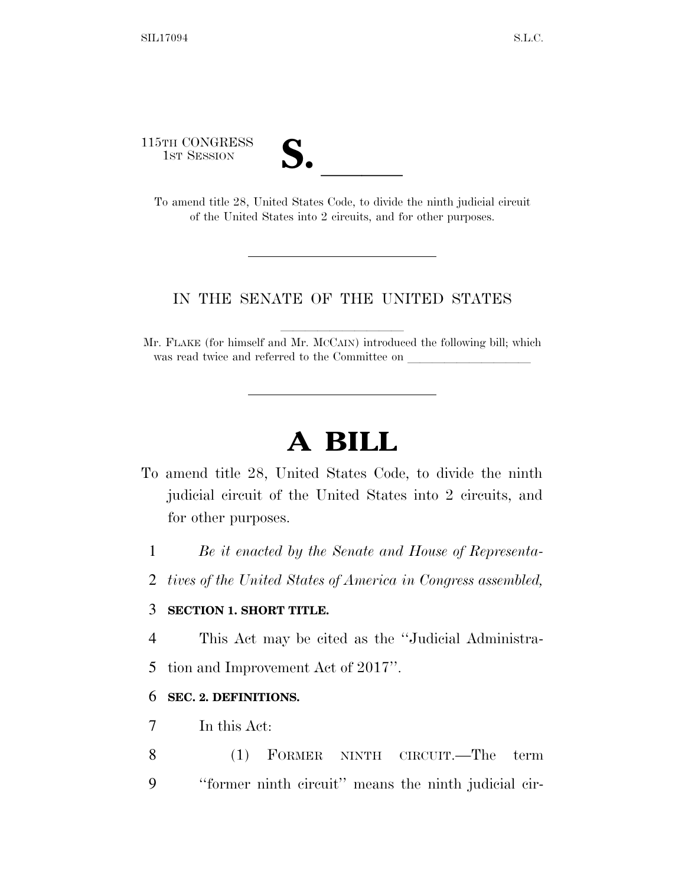115TH CONGRESS
1ST SESSION

**S. \_\_\_\_\_\_**

To amend title 28, United States Code, to divide the ninth judicial circuit of the United States into 2 circuits, and for other purposes.

---

IN THE SENATE OF THE UNITED STATES

Mr. FLAKE (for himself and Mr. MCCAIN) introduced the following bill; which was read twice and referred to the Committee on \_\_\_\_\_\_\_\_\_\_\_\_\_\_\_\_\_\_\_\_

---

# A BILL

To amend title 28, United States Code, to divide the ninth judicial circuit of the United States into 2 circuits, and for other purposes.

1 *Be it enacted by the Senate and House of Representa-*
2 *tives of the United States of America in Congress assembled,*

3 **SECTION 1. SHORT TITLE.**

4 This Act may be cited as the ''Judicial Administra-
5 tion and Improvement Act of 2017''.

6 **SEC. 2. DEFINITIONS.**

7 In this Act:

8 (1) FORMER NINTH CIRCUIT.—The term
9 ''former ninth circuit'' means the ninth judicial cir-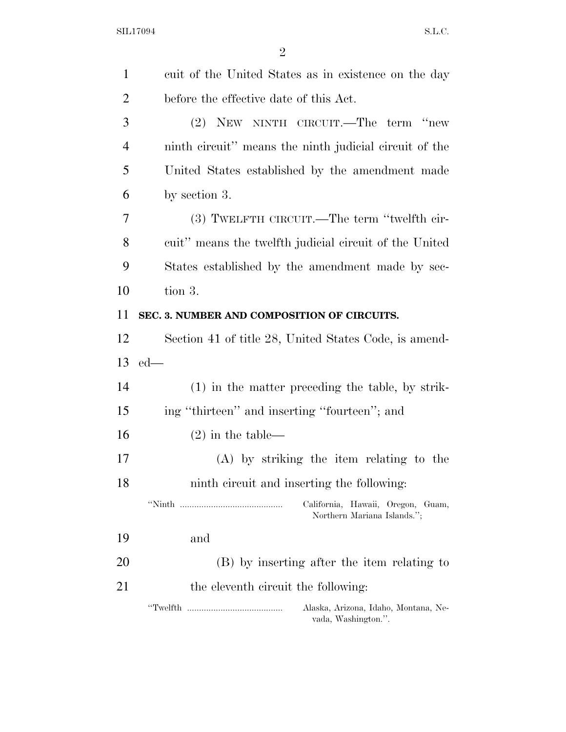cuit of the United States as in existence on the day before the effective date of this Act.

(2) NEW NINTH CIRCUIT.—The term "new ninth circuit" means the ninth judicial circuit of the United States established by the amendment made by section 3.

(3) TWELFTH CIRCUIT.—The term "twelfth circuit" means the twelfth judicial circuit of the United States established by the amendment made by section 3.

**SEC. 3. NUMBER AND COMPOSITION OF CIRCUITS.**

Section 41 of title 28, United States Code, is amended—

(1) in the matter preceding the table, by striking "thirteen" and inserting "fourteen"; and

(2) in the table—

(A) by striking the item relating to the ninth circuit and inserting the following:

"Ninth .......................................... California, Hawaii, Oregon, Guam, Northern Mariana Islands.";

and

(B) by inserting after the item relating to the eleventh circuit the following:

"Twelfth ........................................ Alaska, Arizona, Idaho, Montana, Nevada, Washington.".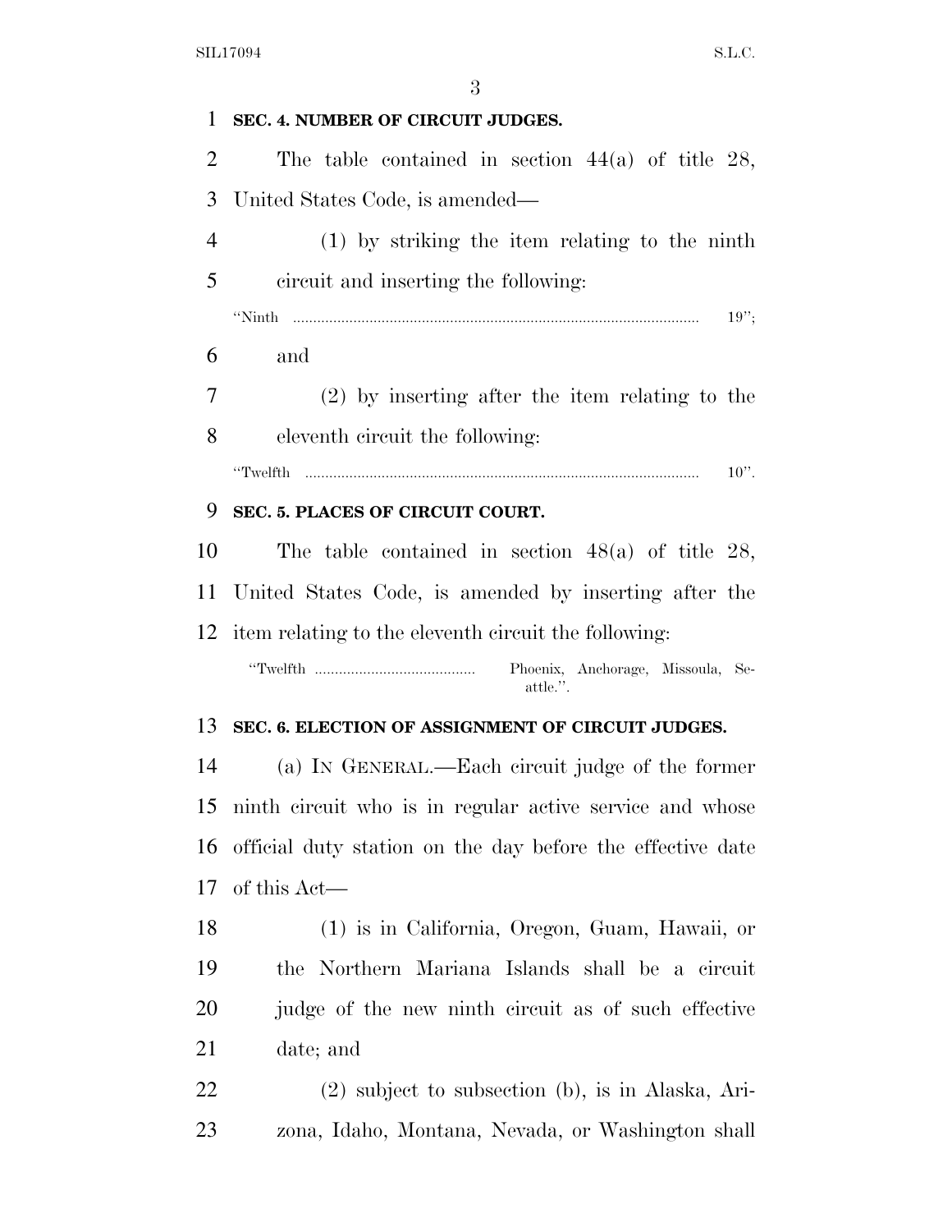**SEC. 4. NUMBER OF CIRCUIT JUDGES.**

The table contained in section 44(a) of title 28, United States Code, is amended—

(1) by striking the item relating to the ninth circuit and inserting the following:

"Ninth ........................................................................................ 19";

and

(2) by inserting after the item relating to the eleventh circuit the following:

"Twelfth ...................................................................................... 10".

**SEC. 5. PLACES OF CIRCUIT COURT.**

The table contained in section 48(a) of title 28, United States Code, is amended by inserting after the item relating to the eleventh circuit the following:

"Twelfth ........................................ Phoenix, Anchorage, Missoula, Seattle.".

**SEC. 6. ELECTION OF ASSIGNMENT OF CIRCUIT JUDGES.**

(a) IN GENERAL.—Each circuit judge of the former ninth circuit who is in regular active service and whose official duty station on the day before the effective date of this Act—

(1) is in California, Oregon, Guam, Hawaii, or the Northern Mariana Islands shall be a circuit judge of the new ninth circuit as of such effective date; and

(2) subject to subsection (b), is in Alaska, Arizona, Idaho, Montana, Nevada, or Washington shall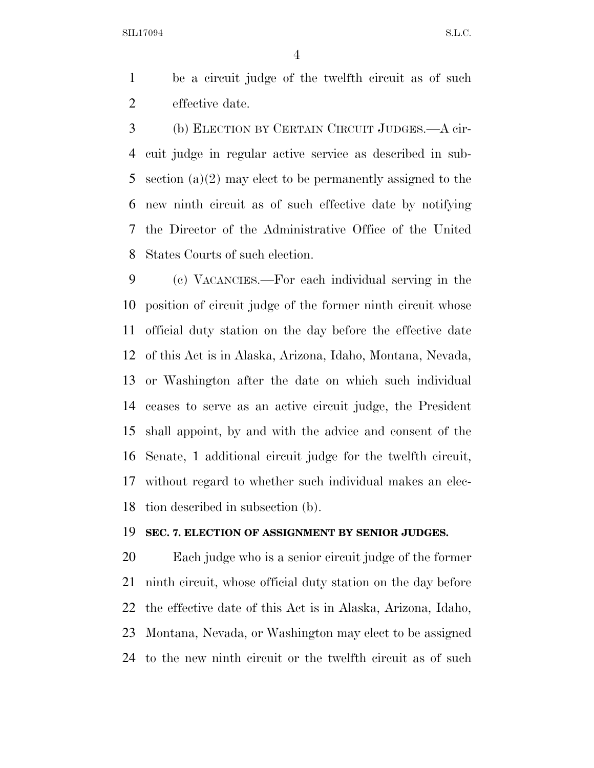be a circuit judge of the twelfth circuit as of such effective date.

(b) ELECTION BY CERTAIN CIRCUIT JUDGES.—A circuit judge in regular active service as described in subsection (a)(2) may elect to be permanently assigned to the new ninth circuit as of such effective date by notifying the Director of the Administrative Office of the United States Courts of such election.

(c) VACANCIES.—For each individual serving in the position of circuit judge of the former ninth circuit whose official duty station on the day before the effective date of this Act is in Alaska, Arizona, Idaho, Montana, Nevada, or Washington after the date on which such individual ceases to serve as an active circuit judge, the President shall appoint, by and with the advice and consent of the Senate, 1 additional circuit judge for the twelfth circuit, without regard to whether such individual makes an election described in subsection (b).

**SEC. 7. ELECTION OF ASSIGNMENT BY SENIOR JUDGES.**

Each judge who is a senior circuit judge of the former ninth circuit, whose official duty station on the day before the effective date of this Act is in Alaska, Arizona, Idaho, Montana, Nevada, or Washington may elect to be assigned to the new ninth circuit or the twelfth circuit as of such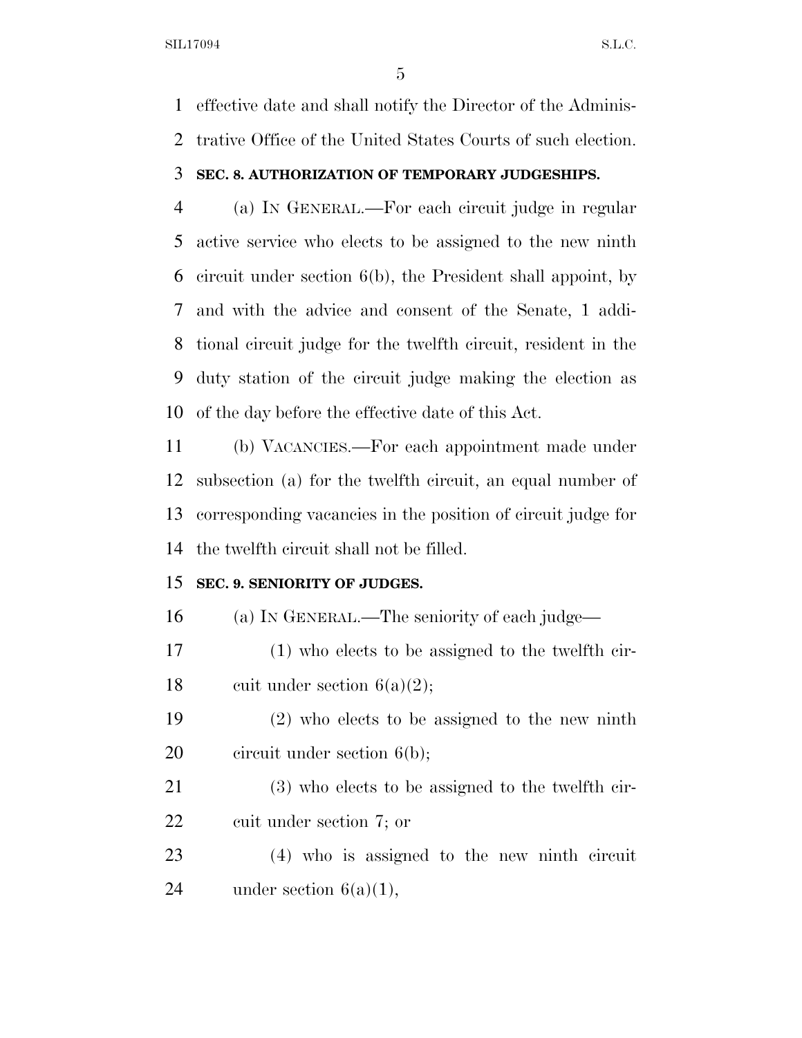effective date and shall notify the Director of the Administrative Office of the United States Courts of such election.

**SEC. 8. AUTHORIZATION OF TEMPORARY JUDGESHIPS.**

(a) IN GENERAL.—For each circuit judge in regular active service who elects to be assigned to the new ninth circuit under section 6(b), the President shall appoint, by and with the advice and consent of the Senate, 1 additional circuit judge for the twelfth circuit, resident in the duty station of the circuit judge making the election as of the day before the effective date of this Act.

(b) VACANCIES.—For each appointment made under subsection (a) for the twelfth circuit, an equal number of corresponding vacancies in the position of circuit judge for the twelfth circuit shall not be filled.

**SEC. 9. SENIORITY OF JUDGES.**

(a) IN GENERAL.—The seniority of each judge—

(1) who elects to be assigned to the twelfth circuit under section 6(a)(2);

(2) who elects to be assigned to the new ninth circuit under section 6(b);

(3) who elects to be assigned to the twelfth circuit under section 7; or

(4) who is assigned to the new ninth circuit under section 6(a)(1),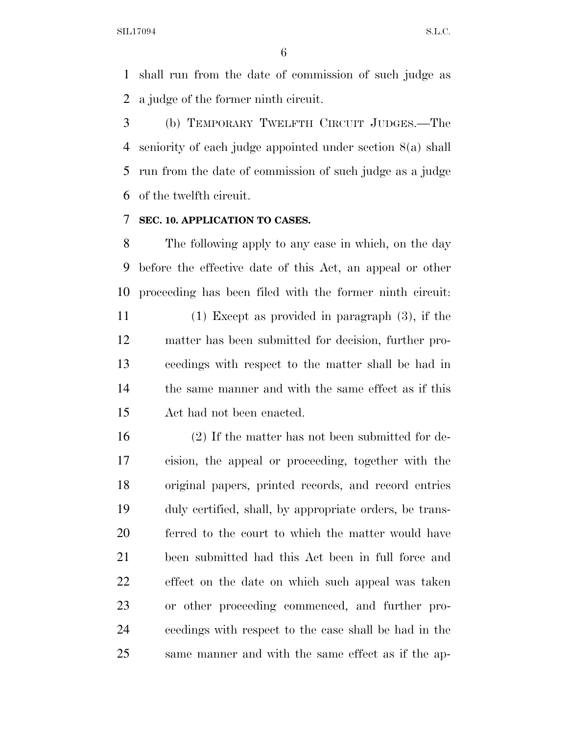shall run from the date of commission of such judge as a judge of the former ninth circuit.

(b) TEMPORARY TWELFTH CIRCUIT JUDGES.—The seniority of each judge appointed under section 8(a) shall run from the date of commission of such judge as a judge of the twelfth circuit.

**SEC. 10. APPLICATION TO CASES.**

The following apply to any case in which, on the day before the effective date of this Act, an appeal or other proceeding has been filed with the former ninth circuit:

(1) Except as provided in paragraph (3), if the matter has been submitted for decision, further proceedings with respect to the matter shall be had in the same manner and with the same effect as if this Act had not been enacted.

(2) If the matter has not been submitted for decision, the appeal or proceeding, together with the original papers, printed records, and record entries duly certified, shall, by appropriate orders, be transferred to the court to which the matter would have been submitted had this Act been in full force and effect on the date on which such appeal was taken or other proceeding commenced, and further proceedings with respect to the case shall be had in the same manner and with the same effect as if the ap-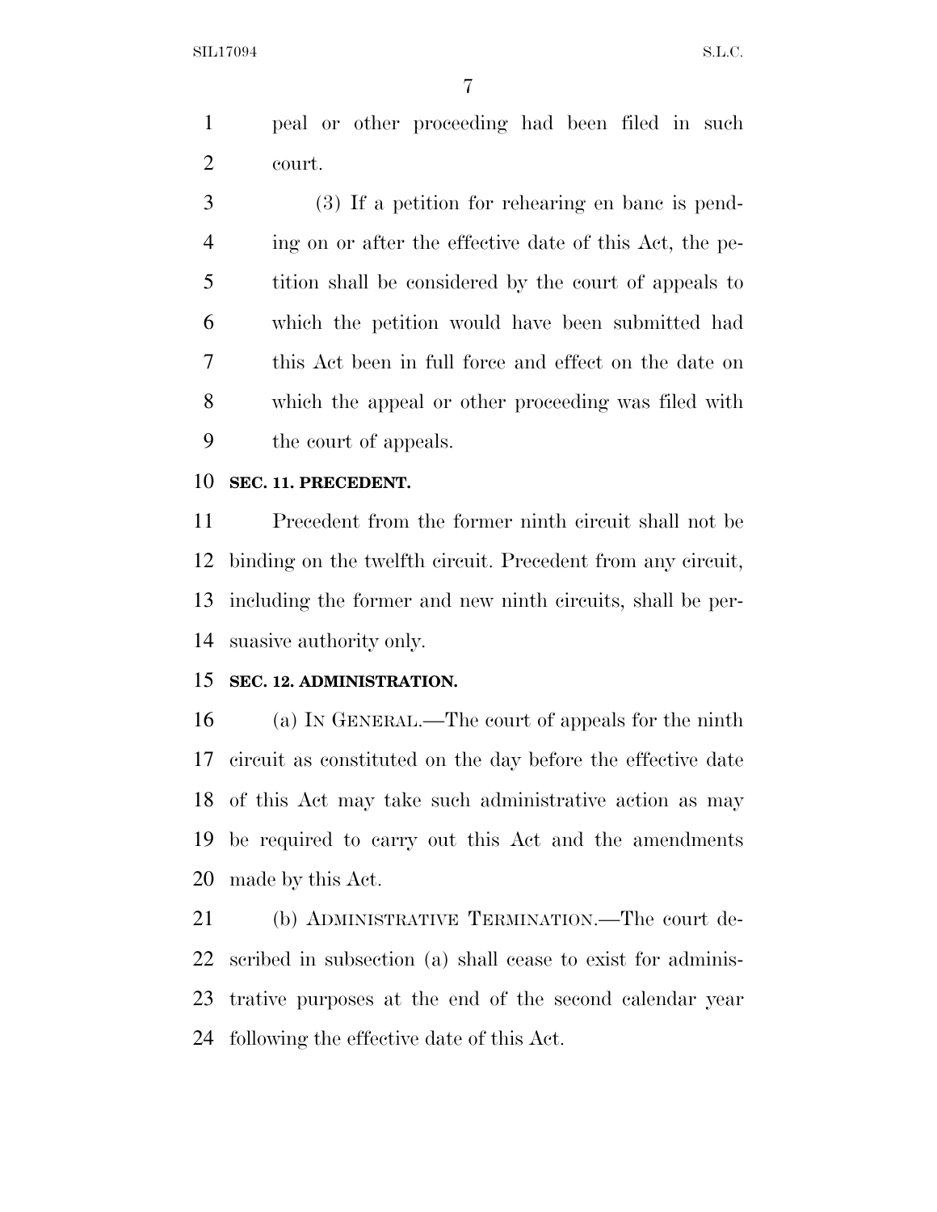peal or other proceeding had been filed in such court.

(3) If a petition for rehearing en banc is pending on or after the effective date of this Act, the petition shall be considered by the court of appeals to which the petition would have been submitted had this Act been in full force and effect on the date on which the appeal or other proceeding was filed with the court of appeals.

**SEC. 11. PRECEDENT.**

Precedent from the former ninth circuit shall not be binding on the twelfth circuit. Precedent from any circuit, including the former and new ninth circuits, shall be persuasive authority only.

**SEC. 12. ADMINISTRATION.**

(a) IN GENERAL.—The court of appeals for the ninth circuit as constituted on the day before the effective date of this Act may take such administrative action as may be required to carry out this Act and the amendments made by this Act.

(b) ADMINISTRATIVE TERMINATION.—The court described in subsection (a) shall cease to exist for administrative purposes at the end of the second calendar year following the effective date of this Act.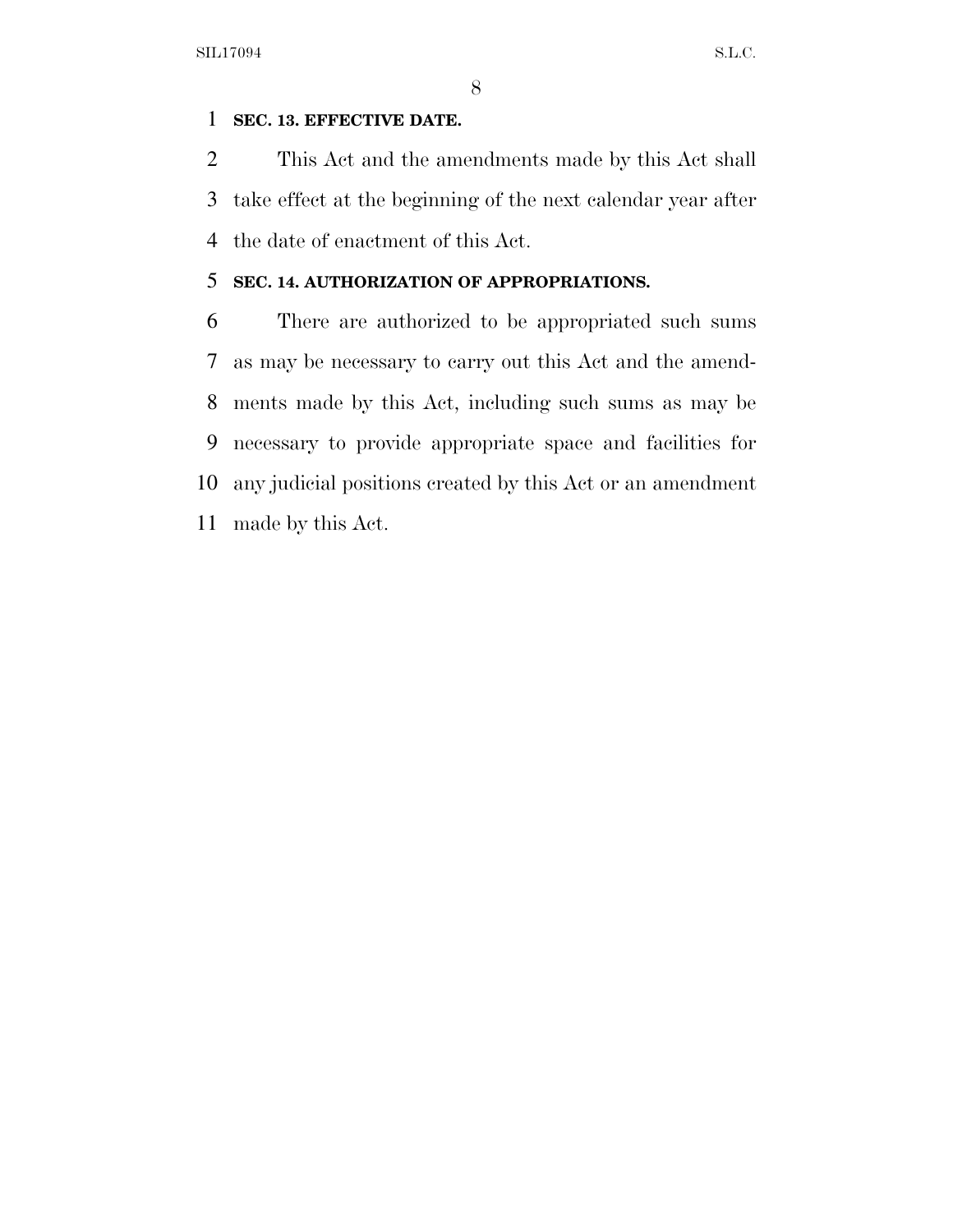**SEC. 13. EFFECTIVE DATE.**

This Act and the amendments made by this Act shall take effect at the beginning of the next calendar year after the date of enactment of this Act.

**SEC. 14. AUTHORIZATION OF APPROPRIATIONS.**

There are authorized to be appropriated such sums as may be necessary to carry out this Act and the amendments made by this Act, including such sums as may be necessary to provide appropriate space and facilities for any judicial positions created by this Act or an amendment made by this Act.